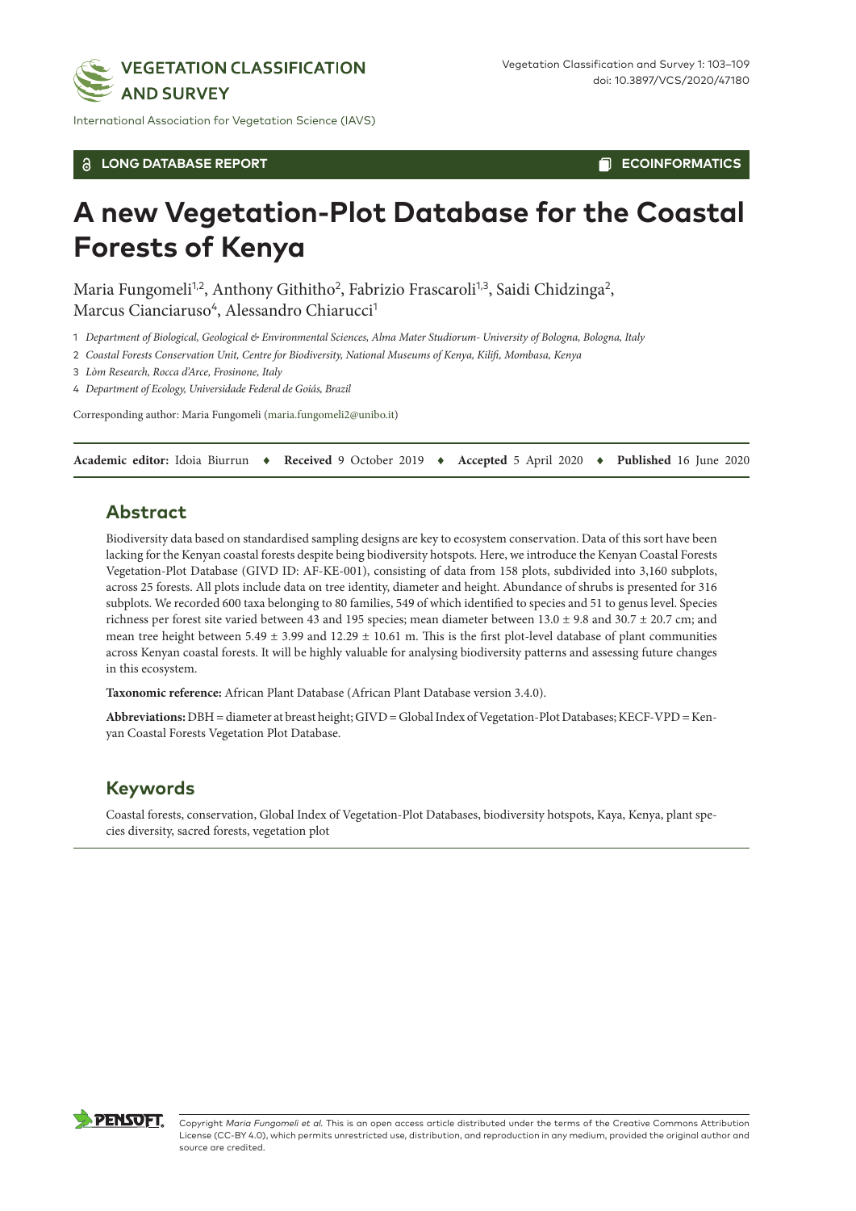LONG DATABASE REPORT

ECOINFORMATICS

# A new Vegetation-Plot Database for the Coastal Forests of Kenya

Maria Fungomeli[1,2], Anthony Githitho[2], Fabrizio Frascaroli[1,3], Saidi Chidzinga[2], Marcus Cianciaruso[4], Alessandro Chiarucci[1]

1 *Department of Biological, Geological & Environmental Sciences, Alma Mater Studiorum- University of Bologna, Bologna, Italy*

2 *Coastal Forests Conservation Unit, Centre for Biodiversity, National Museums of Kenya, Kilifi, Mombasa, Kenya*

3 *Lòm Research, Rocca d'Arce, Frosinone, Italy*

4 *Department of Ecology, Universidade Federal de Goiás, Brazil*

Corresponding author: Maria Fungomeli (maria.fungomeli2@unibo.it)

**Academic editor:** Idoia Biurrun ♦ **Received** 9 October 2019 ♦ **Accepted** 5 April 2020 ♦ **Published** 16 June 2020

## Abstract

Biodiversity data based on standardised sampling designs are key to ecosystem conservation. Data of this sort have been lacking for the Kenyan coastal forests despite being biodiversity hotspots. Here, we introduce the Kenyan Coastal Forests Vegetation-Plot Database (GIVD ID: AF-KE-001), consisting of data from 158 plots, subdivided into 3,160 subplots, across 25 forests. All plots include data on tree identity, diameter and height. Abundance of shrubs is presented for 316 subplots. We recorded 600 taxa belonging to 80 families, 549 of which identified to species and 51 to genus level. Species richness per forest site varied between 43 and 195 species; mean diameter between 13.0 ± 9.8 and 30.7 ± 20.7 cm; and mean tree height between 5.49 ± 3.99 and 12.29 ± 10.61 m. This is the first plot-level database of plant communities across Kenyan coastal forests. It will be highly valuable for analysing biodiversity patterns and assessing future changes in this ecosystem.

**Taxonomic reference:** African Plant Database (African Plant Database version 3.4.0).

**Abbreviations:** DBH = diameter at breast height; GIVD = Global Index of Vegetation-Plot Databases; KECF-VPD = Kenyan Coastal Forests Vegetation Plot Database.

## Keywords

Coastal forests, conservation, Global Index of Vegetation-Plot Databases, biodiversity hotspots, Kaya, Kenya, plant species diversity, sacred forests, vegetation plot

Copyright *Maria Fungomeli et al.* This is an open access article distributed under the terms of the Creative Commons Attribution License (CC-BY 4.0), which permits unrestricted use, distribution, and reproduction in any medium, provided the original author and source are credited.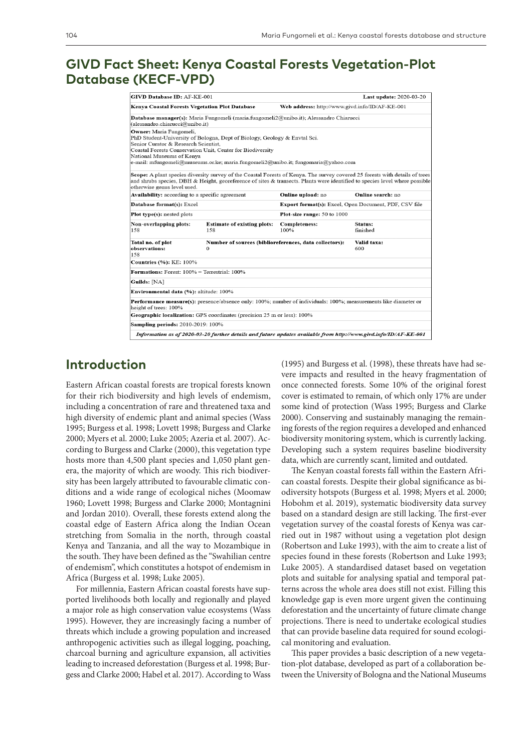## GIVD Fact Sheet: Kenya Coastal Forests Vegetation-Plot Database (KECF-VPD)

| | | | |
|---|---|---|---|
| **GIVD Database ID:** AF-KE-001 | | | **Last update:** 2020-03-20 |
| **Kenya Coastal Forests Vegetation Plot Database** | | **Web address:** http://www.givd.info/ID/AF-KE-001 | |
| **Database manager(s):** Maria Fungomeli (maria.fungomeli2@unibo.it); Alessandro Chiarucci (alessandro.chiarucci@unibo.it) | | | |
| **Owner:** Maria Fungomeli, PhD Student-University of Bologna, Dept of Biology, Geology & Envtal Sci. Senior Curator & Research Scientist, Coastal Forests Conservation Unit, Center for Biodiversity National Museums of Kenya e-mail: mfungomeli@museums.or.ke; maria.fungomeli2@unibo.it; fungomaria@yahoo.com | | | |
| **Scope:** A plant species diversity survey of the Coastal Forests of Kenya. The survey covered 25 forests with details of trees and shrubs species, DBH & Height, georeference of sites & transects. Plants were identified to species level where possible otherwise genus level used. | | | |
| **Availability:** according to a specific agreement | | **Online upload:** no | **Online search:** no |
| **Database format(s):** Excel | | **Export format(s):** Excel, Open Document, PDF, CSV file | |
| **Plot type(s):** nested plots | | **Plot-size range:** 50 to 1000 | |
| **Non-overlapping plots:** 158 | **Estimate of existing plots:** 158 | **Completeness:** 100% | **Status:** finished |
| **Total no. of plot observations:** 158 | **Number of sources (biblioreferences, data collectors):** 0 | | **Valid taxa:** 600 |
| **Countries (%):** KE: 100% | | | |
| **Formations:** Forest: 100% = Terrestrial: 100% | | | |
| **Guilds:** [NA] | | | |
| **Environmental data (%):** altitude: 100% | | | |
| **Performance measure(s):** presence/absence only: 100%; number of individuals: 100%; measurements like diameter or height of trees: 100% | | | |
| **Geographic localization:** GPS coordinates (precision 25 m or less): 100% | | | |
| **Sampling periods:** 2010-2019: 100% | | | |
| *Information as of 2020-03-20 further details and future updates available from http://www.givd.info/ID/AF-KE-001* | | | |

## Introduction

Eastern African coastal forests are tropical forests known for their rich biodiversity and high levels of endemism, including a concentration of rare and threatened taxa and high diversity of endemic plant and animal species (Wass 1995; Burgess et al. 1998; Lovett 1998; Burgess and Clarke 2000; Myers et al. 2000; Luke 2005; Azeria et al. 2007). According to Burgess and Clarke (2000), this vegetation type hosts more than 4,500 plant species and 1,050 plant genera, the majority of which are woody. This rich biodiversity has been largely attributed to favourable climatic conditions and a wide range of ecological niches (Moomaw 1960; Lovett 1998; Burgess and Clarke 2000; Montagnini and Jordan 2010). Overall, these forests extend along the coastal edge of Eastern Africa along the Indian Ocean stretching from Somalia in the north, through coastal Kenya and Tanzania, and all the way to Mozambique in the south. They have been defined as the "Swahilian centre of endemism", which constitutes a hotspot of endemism in Africa (Burgess et al. 1998; Luke 2005).

For millennia, Eastern African coastal forests have supported livelihoods both locally and regionally and played a major role as high conservation value ecosystems (Wass 1995). However, they are increasingly facing a number of threats which include a growing population and increased anthropogenic activities such as illegal logging, poaching, charcoal burning and agriculture expansion, all activities leading to increased deforestation (Burgess et al. 1998; Burgess and Clarke 2000; Habel et al. 2017). According to Wass (1995) and Burgess et al. (1998), these threats have had severe impacts and resulted in the heavy fragmentation of once connected forests. Some 10% of the original forest cover is estimated to remain, of which only 17% are under some kind of protection (Wass 1995; Burgess and Clarke 2000). Conserving and sustainably managing the remaining forests of the region requires a developed and enhanced biodiversity monitoring system, which is currently lacking. Developing such a system requires baseline biodiversity data, which are currently scant, limited and outdated.

The Kenyan coastal forests fall within the Eastern African coastal forests. Despite their global significance as biodiversity hotspots (Burgess et al. 1998; Myers et al. 2000; Hobohm et al. 2019), systematic biodiversity data survey based on a standard design are still lacking. The first-ever vegetation survey of the coastal forests of Kenya was carried out in 1987 without using a vegetation plot design (Robertson and Luke 1993), with the aim to create a list of species found in these forests (Robertson and Luke 1993; Luke 2005). A standardised dataset based on vegetation plots and suitable for analysing spatial and temporal patterns across the whole area does still not exist. Filling this knowledge gap is even more urgent given the continuing deforestation and the uncertainty of future climate change projections. There is need to undertake ecological studies that can provide baseline data required for sound ecological monitoring and evaluation.

This paper provides a basic description of a new vegetation-plot database, developed as part of a collaboration between the University of Bologna and the National Museums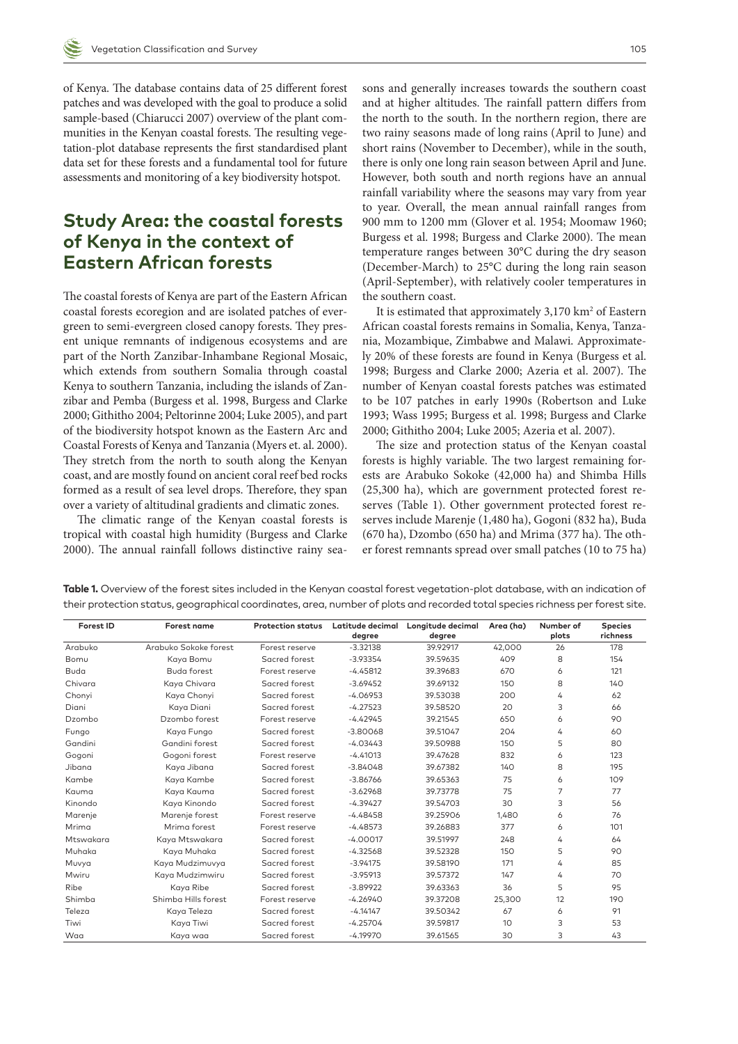of Kenya. The database contains data of 25 different forest patches and was developed with the goal to produce a solid sample-based (Chiarucci 2007) overview of the plant communities in the Kenyan coastal forests. The resulting vegetation-plot database represents the first standardised plant data set for these forests and a fundamental tool for future assessments and monitoring of a key biodiversity hotspot.

## Study Area: the coastal forests of Kenya in the context of Eastern African forests

The coastal forests of Kenya are part of the Eastern African coastal forests ecoregion and are isolated patches of evergreen to semi-evergreen closed canopy forests. They present unique remnants of indigenous ecosystems and are part of the North Zanzibar-Inhambane Regional Mosaic, which extends from southern Somalia through coastal Kenya to southern Tanzania, including the islands of Zanzibar and Pemba (Burgess et al. 1998, Burgess and Clarke 2000; Githitho 2004; Peltorinne 2004; Luke 2005), and part of the biodiversity hotspot known as the Eastern Arc and Coastal Forests of Kenya and Tanzania (Myers et. al. 2000). They stretch from the north to south along the Kenyan coast, and are mostly found on ancient coral reef bed rocks formed as a result of sea level drops. Therefore, they span over a variety of altitudinal gradients and climatic zones.

The climatic range of the Kenyan coastal forests is tropical with coastal high humidity (Burgess and Clarke 2000). The annual rainfall follows distinctive rainy seasons and generally increases towards the southern coast and at higher altitudes. The rainfall pattern differs from the north to the south. In the northern region, there are two rainy seasons made of long rains (April to June) and short rains (November to December), while in the south, there is only one long rain season between April and June. However, both south and north regions have an annual rainfall variability where the seasons may vary from year to year. Overall, the mean annual rainfall ranges from 900 mm to 1200 mm (Glover et al. 1954; Moomaw 1960; Burgess et al. 1998; Burgess and Clarke 2000). The mean temperature ranges between 30°C during the dry season (December-March) to 25°C during the long rain season (April-September), with relatively cooler temperatures in the southern coast.

It is estimated that approximately 3,170 km² of Eastern African coastal forests remains in Somalia, Kenya, Tanzania, Mozambique, Zimbabwe and Malawi. Approximately 20% of these forests are found in Kenya (Burgess et al. 1998; Burgess and Clarke 2000; Azeria et al. 2007). The number of Kenyan coastal forests patches was estimated to be 107 patches in early 1990s (Robertson and Luke 1993; Wass 1995; Burgess et al. 1998; Burgess and Clarke 2000; Githitho 2004; Luke 2005; Azeria et al. 2007).

The size and protection status of the Kenyan coastal forests is highly variable. The two largest remaining forests are Arabuko Sokoke (42,000 ha) and Shimba Hills (25,300 ha), which are government protected forest reserves (Table 1). Other government protected forest reserves include Marenje (1,480 ha), Gogoni (832 ha), Buda (670 ha), Dzombo (650 ha) and Mrima (377 ha). The other forest remnants spread over small patches (10 to 75 ha)

**Table 1.** Overview of the forest sites included in the Kenyan coastal forest vegetation-plot database, with an indication of their protection status, geographical coordinates, area, number of plots and recorded total species richness per forest site.

| Forest ID | Forest name | Protection status | Latitude decimal degree | Longitude decimal degree | Area (ha) | Number of plots | Species richness |
|---|---|---|---|---|---|---|---|
| Arabuko | Arabuko Sokoke forest | Forest reserve | -3.32138 | 39.92917 | 42,000 | 26 | 178 |
| Bomu | Kaya Bomu | Sacred forest | -3.93354 | 39.59635 | 409 | 8 | 154 |
| Buda | Buda forest | Forest reserve | -4.45812 | 39.39683 | 670 | 6 | 121 |
| Chivara | Kaya Chivara | Sacred forest | -3.69452 | 39.69132 | 150 | 8 | 140 |
| Chonyi | Kaya Chonyi | Sacred forest | -4.06953 | 39.53038 | 200 | 4 | 62 |
| Diani | Kaya Diani | Sacred forest | -4.27523 | 39.58520 | 20 | 3 | 66 |
| Dzombo | Dzombo forest | Forest reserve | -4.42945 | 39.21545 | 650 | 6 | 90 |
| Fungo | Kaya Fungo | Sacred forest | -3.80068 | 39.51047 | 204 | 4 | 60 |
| Gandini | Gandini forest | Sacred forest | -4.03443 | 39.50988 | 150 | 5 | 80 |
| Gogoni | Gogoni forest | Forest reserve | -4.41013 | 39.47628 | 832 | 6 | 123 |
| Jibana | Kaya Jibana | Sacred forest | -3.84048 | 39.67382 | 140 | 8 | 195 |
| Kambe | Kaya Kambe | Sacred forest | -3.86766 | 39.65363 | 75 | 6 | 109 |
| Kauma | Kaya Kauma | Sacred forest | -3.62968 | 39.73778 | 75 | 7 | 77 |
| Kinondo | Kaya Kinondo | Sacred forest | -4.39427 | 39.54703 | 30 | 3 | 56 |
| Marenje | Marenje forest | Forest reserve | -4.48458 | 39.25906 | 1,480 | 6 | 76 |
| Mrima | Mrima forest | Forest reserve | -4.48573 | 39.26883 | 377 | 6 | 101 |
| Mtswakara | Kaya Mtswakara | Sacred forest | -4.00017 | 39.51997 | 248 | 4 | 64 |
| Muhaka | Kaya Muhaka | Sacred forest | -4.32568 | 39.52328 | 150 | 5 | 90 |
| Muvya | Kaya Mudzimuvya | Sacred forest | -3.94175 | 39.58190 | 171 | 4 | 85 |
| Mwiru | Kaya Mudzimwiru | Sacred forest | -3.95913 | 39.57372 | 147 | 4 | 70 |
| Ribe | Kaya Ribe | Sacred forest | -3.89922 | 39.63363 | 36 | 5 | 95 |
| Shimba | Shimba Hills forest | Forest reserve | -4.26940 | 39.37208 | 25,300 | 12 | 190 |
| Teleza | Kaya Teleza | Sacred forest | -4.14147 | 39.50342 | 67 | 6 | 91 |
| Tiwi | Kaya Tiwi | Sacred forest | -4.25704 | 39.59817 | 10 | 3 | 53 |
| Waa | Kaya waa | Sacred forest | -4.19970 | 39.61565 | 30 | 3 | 43 |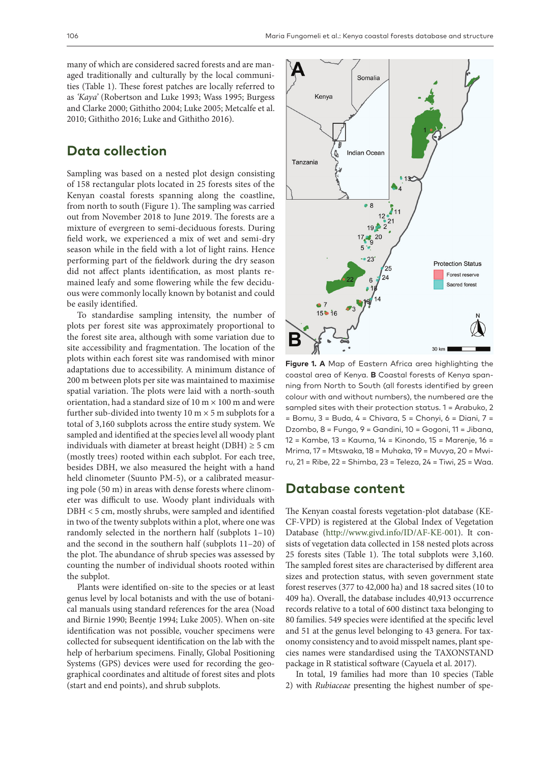many of which are considered sacred forests and are managed traditionally and culturally by the local communities (Table 1). These forest patches are locally referred to as *'Kaya'* (Robertson and Luke 1993; Wass 1995; Burgess and Clarke 2000; Githitho 2004; Luke 2005; Metcalfe et al. 2010; Githitho 2016; Luke and Githitho 2016).

## Data collection

Sampling was based on a nested plot design consisting of 158 rectangular plots located in 25 forests sites of the Kenyan coastal forests spanning along the coastline, from north to south (Figure 1). The sampling was carried out from November 2018 to June 2019. The forests are a mixture of evergreen to semi-deciduous forests. During field work, we experienced a mix of wet and semi-dry season while in the field with a lot of light rains. Hence performing part of the fieldwork during the dry season did not affect plants identification, as most plants remained leafy and some flowering while the few deciduous were commonly locally known by botanist and could be easily identified.

To standardise sampling intensity, the number of plots per forest site was approximately proportional to the forest site area, although with some variation due to site accessibility and fragmentation. The location of the plots within each forest site was randomised with minor adaptations due to accessibility. A minimum distance of 200 m between plots per site was maintained to maximise spatial variation. The plots were laid with a north-south orientation, had a standard size of 10 m × 100 m and were further sub-divided into twenty 10 m × 5 m subplots for a total of 3,160 subplots across the entire study system. We sampled and identified at the species level all woody plant individuals with diameter at breast height (DBH) ≥ 5 cm (mostly trees) rooted within each subplot. For each tree, besides DBH, we also measured the height with a hand held clinometer (Suunto PM-5), or a calibrated measuring pole (50 m) in areas with dense forests where clinometer was difficult to use. Woody plant individuals with DBH < 5 cm, mostly shrubs, were sampled and identified in two of the twenty subplots within a plot, where one was randomly selected in the northern half (subplots 1–10) and the second in the southern half (subplots 11–20) of the plot. The abundance of shrub species was assessed by counting the number of individual shoots rooted within the subplot.

Plants were identified on-site to the species or at least genus level by local botanists and with the use of botanical manuals using standard references for the area (Noad and Birnie 1990; Beentje 1994; Luke 2005). When on-site identification was not possible, voucher specimens were collected for subsequent identification on the lab with the help of herbarium specimens. Finally, Global Positioning Systems (GPS) devices were used for recording the geographical coordinates and altitude of forest sites and plots (start and end points), and shrub subplots.

**Figure 1. A** Map of Eastern Africa area highlighting the coastal area of Kenya. **B** Coastal forests of Kenya spanning from North to South (all forests identified by green colour with and without numbers), the numbered are the sampled sites with their protection status. 1 = Arabuko, 2 = Bomu, 3 = Buda, 4 = Chivara, 5 = Chonyi, 6 = Diani, 7 = Dzombo, 8 = Fungo, 9 = Gandini, 10 = Gogoni, 11 = Jibana, 12 = Kambe, 13 = Kauma, 14 = Kinondo, 15 = Marenje, 16 = Mrima, 17 = Mtswaka, 18 = Muhaka, 19 = Muvya, 20 = Mwiru, 21 = Ribe, 22 = Shimba, 23 = Teleza, 24 = Tiwi, 25 = Waa.

## Database content

The Kenyan coastal forests vegetation-plot database (KE-CF-VPD) is registered at the Global Index of Vegetation Database (http://www.givd.info/ID/AF-KE-001). It consists of vegetation data collected in 158 nested plots across 25 forests sites (Table 1). The total subplots were 3,160. The sampled forest sites are characterised by different area sizes and protection status, with seven government state forest reserves (377 to 42,000 ha) and 18 sacred sites (10 to 409 ha). Overall, the database includes 40,913 occurrence records relative to a total of 600 distinct taxa belonging to 80 families. 549 species were identified at the specific level and 51 at the genus level belonging to 43 genera. For taxonomy consistency and to avoid misspelt names, plant species names were standardised using the TAXONSTAND package in R statistical software (Cayuela et al. 2017).

In total, 19 families had more than 10 species (Table 2) with *Rubiaceae* presenting the highest number of spe-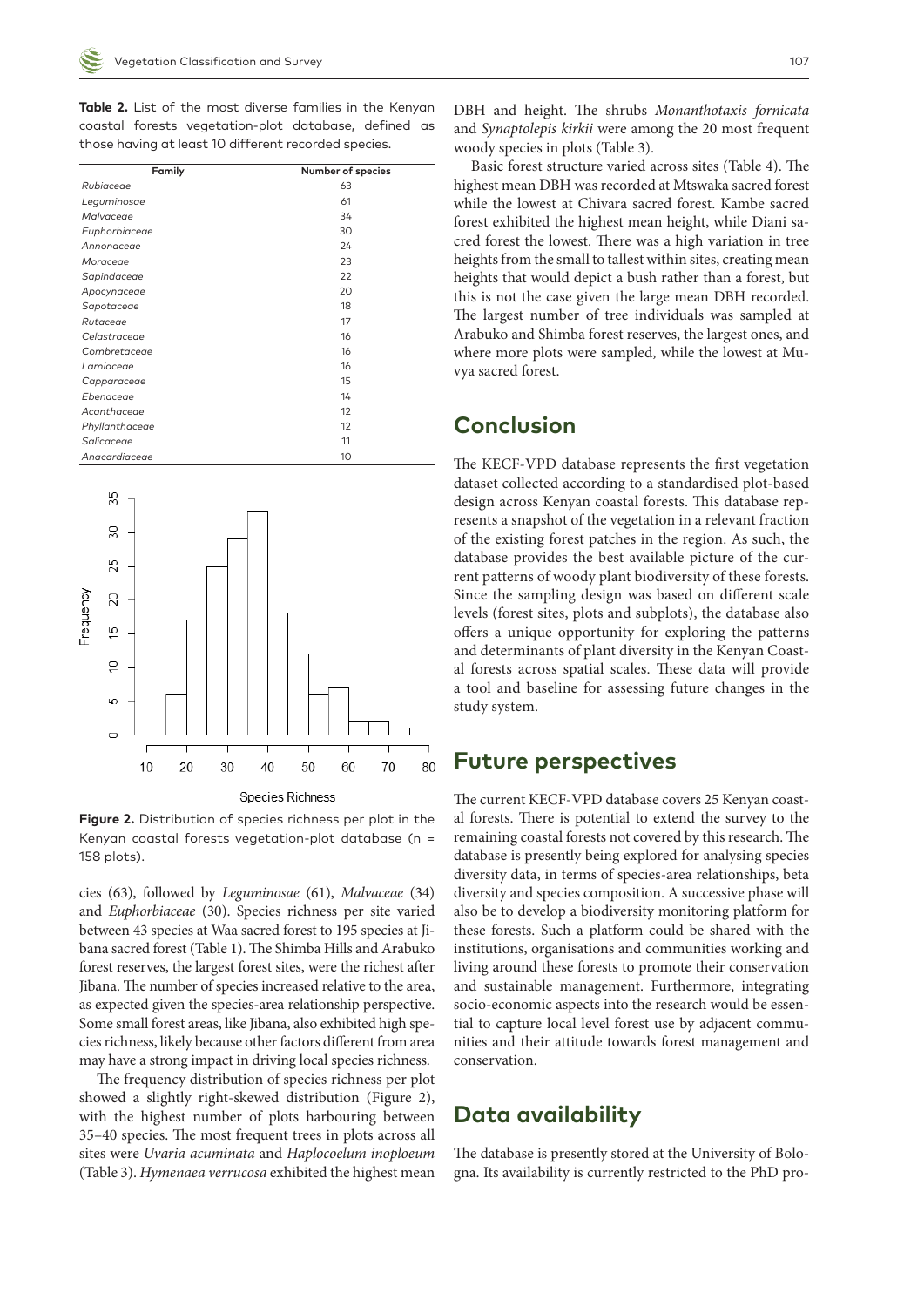**Table 2.** List of the most diverse families in the Kenyan coastal forests vegetation-plot database, defined as those having at least 10 different recorded species.

| Family | Number of species |
|---|---|
| *Rubiaceae* | 63 |
| *Leguminosae* | 61 |
| *Malvaceae* | 34 |
| *Euphorbiaceae* | 30 |
| *Annonaceae* | 24 |
| *Moraceae* | 23 |
| *Sapindaceae* | 22 |
| *Apocynaceae* | 20 |
| *Sapotaceae* | 18 |
| *Rutaceae* | 17 |
| *Celastraceae* | 16 |
| *Combretaceae* | 16 |
| *Lamiaceae* | 16 |
| *Capparaceae* | 15 |
| *Ebenaceae* | 14 |
| *Acanthaceae* | 12 |
| *Phyllanthaceae* | 12 |
| *Salicaceae* | 11 |
| *Anacardiaceae* | 10 |

**Figure 2.** Distribution of species richness per plot in the Kenyan coastal forests vegetation-plot database (n = 158 plots).

cies (63), followed by *Leguminosae* (61), *Malvaceae* (34) and *Euphorbiaceae* (30). Species richness per site varied between 43 species at Waa sacred forest to 195 species at Jibana sacred forest (Table 1). The Shimba Hills and Arabuko forest reserves, the largest forest sites, were the richest after Jibana. The number of species increased relative to the area, as expected given the species-area relationship perspective. Some small forest areas, like Jibana, also exhibited high species richness, likely because other factors different from area may have a strong impact in driving local species richness.

The frequency distribution of species richness per plot showed a slightly right-skewed distribution (Figure 2), with the highest number of plots harbouring between 35–40 species. The most frequent trees in plots across all sites were *Uvaria acuminata* and *Haplocoelum inoploeum* (Table 3). *Hymenaea verrucosa* exhibited the highest mean DBH and height. The shrubs *Monanthotaxis fornicata* and *Synaptolepis kirkii* were among the 20 most frequent woody species in plots (Table 3).

Basic forest structure varied across sites (Table 4). The highest mean DBH was recorded at Mtswaka sacred forest while the lowest at Chivara sacred forest. Kambe sacred forest exhibited the highest mean height, while Diani sacred forest the lowest. There was a high variation in tree heights from the small to tallest within sites, creating mean heights that would depict a bush rather than a forest, but this is not the case given the large mean DBH recorded. The largest number of tree individuals was sampled at Arabuko and Shimba forest reserves, the largest ones, and where more plots were sampled, while the lowest at Muvya sacred forest.

## Conclusion

The KECF-VPD database represents the first vegetation dataset collected according to a standardised plot-based design across Kenyan coastal forests. This database represents a snapshot of the vegetation in a relevant fraction of the existing forest patches in the region. As such, the database provides the best available picture of the current patterns of woody plant biodiversity of these forests. Since the sampling design was based on different scale levels (forest sites, plots and subplots), the database also offers a unique opportunity for exploring the patterns and determinants of plant diversity in the Kenyan Coastal forests across spatial scales. These data will provide a tool and baseline for assessing future changes in the study system.

## Future perspectives

The current KECF-VPD database covers 25 Kenyan coastal forests. There is potential to extend the survey to the remaining coastal forests not covered by this research. The database is presently being explored for analysing species diversity data, in terms of species-area relationships, beta diversity and species composition. A successive phase will also be to develop a biodiversity monitoring platform for these forests. Such a platform could be shared with the institutions, organisations and communities working and living around these forests to promote their conservation and sustainable management. Furthermore, integrating socio-economic aspects into the research would be essential to capture local level forest use by adjacent communities and their attitude towards forest management and conservation.

## Data availability

The database is presently stored at the University of Bologna. Its availability is currently restricted to the PhD pro-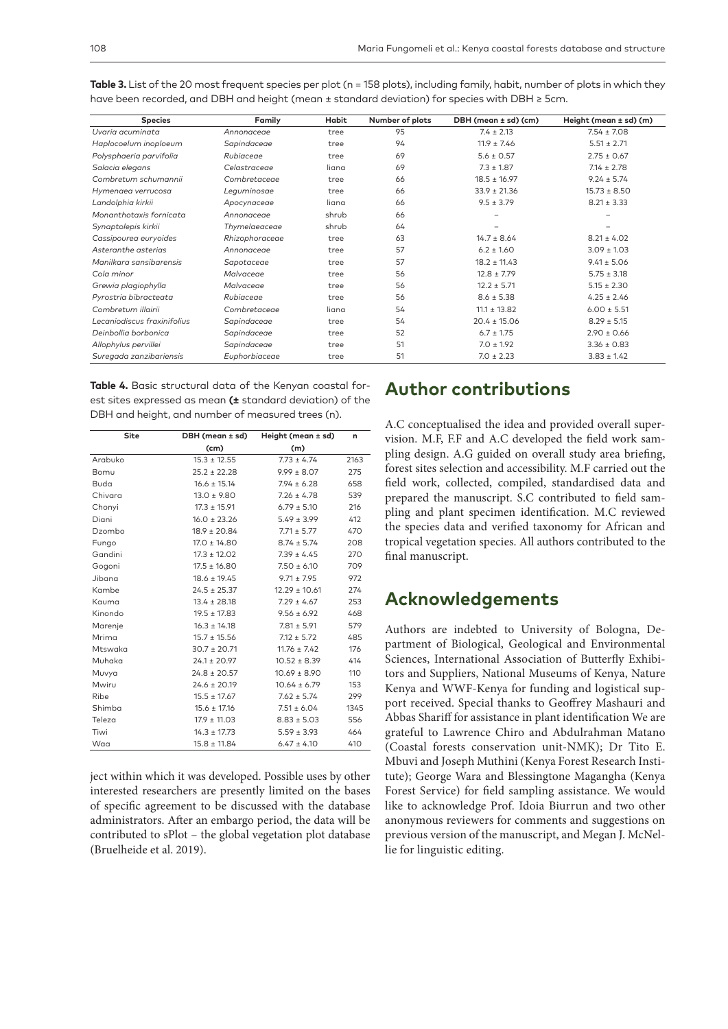**Table 3.** List of the 20 most frequent species per plot (n = 158 plots), including family, habit, number of plots in which they have been recorded, and DBH and height (mean ± standard deviation) for species with DBH ≥ 5cm.

| Species | Family | Habit | Number of plots | DBH (mean ± sd) (cm) | Height (mean ± sd) (m) |
|---|---|---|---|---|---|
| *Uvaria acuminata* | *Annonaceae* | tree | 95 | 7.4 ± 2.13 | 7.54 ± 7.08 |
| *Haplocoelum inoploeum* | *Sapindaceae* | tree | 94 | 11.9 ± 7.46 | 5.51 ± 2.71 |
| *Polysphaeria parvifolia* | *Rubiaceae* | tree | 69 | 5.6 ± 0.57 | 2.75 ± 0.67 |
| *Salacia elegans* | *Celastraceae* | liana | 69 | 7.3 ± 1.87 | 7.14 ± 2.78 |
| *Combretum schumannii* | *Combretaceae* | tree | 66 | 18.5 ± 16.97 | 9.24 ± 5.74 |
| *Hymenaea verrucosa* | *Leguminosae* | tree | 66 | 33.9 ± 21.36 | 15.73 ± 8.50 |
| *Landolphia kirkii* | *Apocynaceae* | liana | 66 | 9.5 ± 3.79 | 8.21 ± 3.33 |
| *Monanthotaxis fornicata* | *Annonaceae* | shrub | 66 | – | – |
| *Synaptolepis kirkii* | *Thymelaeaceae* | shrub | 64 | – | – |
| *Cassipourea euryoides* | *Rhizophoraceae* | tree | 63 | 14.7 ± 8.64 | 8.21 ± 4.02 |
| *Asteranthe asterias* | *Annonaceae* | tree | 57 | 6.2 ± 1.60 | 3.09 ± 1.03 |
| *Manilkara sansibarensis* | *Sapotaceae* | tree | 57 | 18.2 ± 11.43 | 9.41 ± 5.06 |
| *Cola minor* | *Malvaceae* | tree | 56 | 12.8 ± 7.79 | 5.75 ± 3.18 |
| *Grewia plagiophylla* | *Malvaceae* | tree | 56 | 12.2 ± 5.71 | 5.15 ± 2.30 |
| *Pyrostria bibracteata* | *Rubiaceae* | tree | 56 | 8.6 ± 5.38 | 4.25 ± 2.46 |
| *Combretum illairii* | *Combretaceae* | liana | 54 | 11.1 ± 13.82 | 6.00 ± 5.51 |
| *Lecaniodiscus fraxinifolius* | *Sapindaceae* | tree | 54 | 20.4 ± 15.06 | 8.29 ± 5.15 |
| *Deinbollia borbonica* | *Sapindaceae* | tree | 52 | 6.7 ± 1.75 | 2.90 ± 0.66 |
| *Allophylus pervillei* | *Sapindaceae* | tree | 51 | 7.0 ± 1.92 | 3.36 ± 0.83 |
| *Suregada zanzibariensis* | *Euphorbiaceae* | tree | 51 | 7.0 ± 2.23 | 3.83 ± 1.42 |

**Table 4.** Basic structural data of the Kenyan coastal forest sites expressed as mean **(±** standard deviation) of the DBH and height, and number of measured trees (n).

| Site | DBH (mean ± sd) (cm) | Height (mean ± sd) (m) | n |
|---|---|---|---|
| Arabuko | 15.3 ± 12.55 | 7.73 ± 4.74 | 2163 |
| Bomu | 25.2 ± 22.28 | 9.99 ± 8.07 | 275 |
| Buda | 16.6 ± 15.14 | 7.94 ± 6.28 | 658 |
| Chivara | 13.0 ± 9.80 | 7.26 ± 4.78 | 539 |
| Chonyi | 17.3 ± 15.91 | 6.79 ± 5.10 | 216 |
| Diani | 16.0 ± 23.26 | 5.49 ± 3.99 | 412 |
| Dzombo | 18.9 ± 20.84 | 7.71 ± 5.77 | 470 |
| Fungo | 17.0 ± 14.80 | 8.74 ± 5.74 | 208 |
| Gandini | 17.3 ± 12.02 | 7.39 ± 4.45 | 270 |
| Gogoni | 17.5 ± 16.80 | 7.50 ± 6.10 | 709 |
| Jibana | 18.6 ± 19.45 | 9.71 ± 7.95 | 972 |
| Kambe | 24.5 ± 25.37 | 12.29 ± 10.61 | 274 |
| Kauma | 13.4 ± 28.18 | 7.29 ± 4.67 | 253 |
| Kinondo | 19.5 ± 17.83 | 9.56 ± 6.92 | 468 |
| Marenje | 16.3 ± 14.18 | 7.81 ± 5.91 | 579 |
| Mrima | 15.7 ± 15.56 | 7.12 ± 5.72 | 485 |
| Mtswaka | 30.7 ± 20.71 | 11.76 ± 7.42 | 176 |
| Muhaka | 24.1 ± 20.97 | 10.52 ± 8.39 | 414 |
| Muvya | 24.8 ± 20.57 | 10.69 ± 8.90 | 110 |
| Mwiru | 24.6 ± 20.19 | 10.64 ± 6.79 | 153 |
| Ribe | 15.5 ± 17.67 | 7.62 ± 5.74 | 299 |
| Shimba | 15.6 ± 17.16 | 7.51 ± 6.04 | 1345 |
| Teleza | 17.9 ± 11.03 | 8.83 ± 5.03 | 556 |
| Tiwi | 14.3 ± 17.73 | 5.59 ± 3.93 | 464 |
| Waa | 15.8 ± 11.84 | 6.47 ± 4.10 | 410 |

ject within which it was developed. Possible uses by other interested researchers are presently limited on the bases of specific agreement to be discussed with the database administrators. After an embargo period, the data will be contributed to sPlot – the global vegetation plot database (Bruelheide et al. 2019).

## Author contributions

A.C conceptualised the idea and provided overall supervision. M.F, F.F and A.C developed the field work sampling design. A.G guided on overall study area briefing, forest sites selection and accessibility. M.F carried out the field work, collected, compiled, standardised data and prepared the manuscript. S.C contributed to field sampling and plant specimen identification. M.C reviewed the species data and verified taxonomy for African and tropical vegetation species. All authors contributed to the final manuscript.

## Acknowledgements

Authors are indebted to University of Bologna, Department of Biological, Geological and Environmental Sciences, International Association of Butterfly Exhibitors and Suppliers, National Museums of Kenya, Nature Kenya and WWF-Kenya for funding and logistical support received. Special thanks to Geoffrey Mashauri and Abbas Shariff for assistance in plant identification We are grateful to Lawrence Chiro and Abdulrahman Matano (Coastal forests conservation unit-NMK); Dr Tito E. Mbuvi and Joseph Muthini (Kenya Forest Research Institute); George Wara and Blessingtone Magangha (Kenya Forest Service) for field sampling assistance. We would like to acknowledge Prof. Idoia Biurrun and two other anonymous reviewers for comments and suggestions on previous version of the manuscript, and Megan J. McNellie for linguistic editing.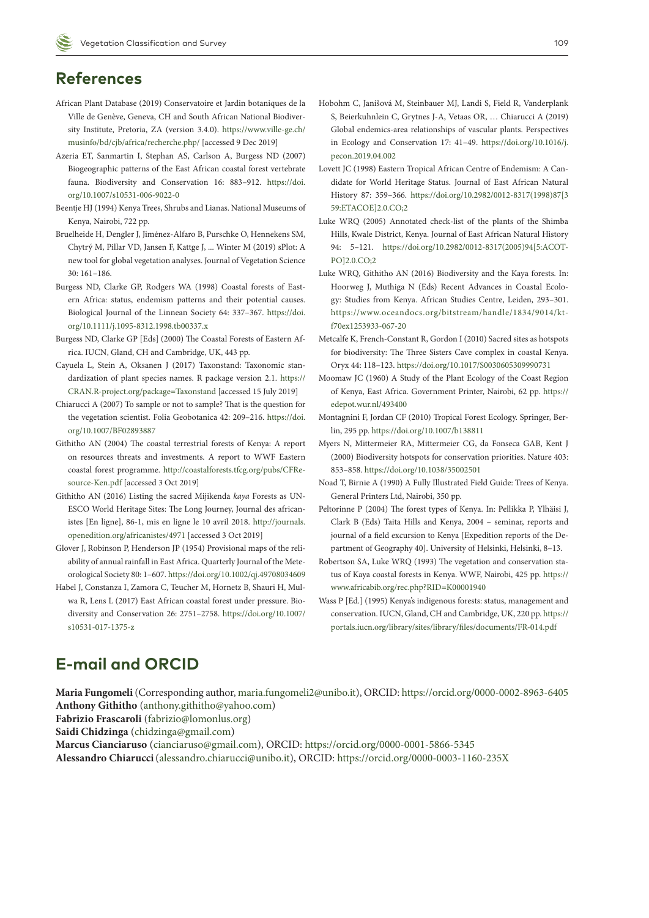## References

African Plant Database (2019) Conservatoire et Jardin botaniques de la Ville de Genève, Geneva, CH and South African National Biodiversity Institute, Pretoria, ZA (version 3.4.0). https://www.ville-ge.ch/musinfo/bd/cjb/africa/recherche.php/ [accessed 9 Dec 2019]

Azeria ET, Sanmartin I, Stephan AS, Carlson A, Burgess ND (2007) Biogeographic patterns of the East African coastal forest vertebrate fauna. Biodiversity and Conservation 16: 883–912. https://doi.org/10.1007/s10531-006-9022-0

Beentje HJ (1994) Kenya Trees, Shrubs and Lianas. National Museums of Kenya, Nairobi, 722 pp.

Bruelheide H, Dengler J, Jiménez-Alfaro B, Purschke O, Hennekens SM, Chytrý M, Pillar VD, Jansen F, Kattge J, ... Winter M (2019) sPlot: A new tool for global vegetation analyses. Journal of Vegetation Science 30: 161–186.

Burgess ND, Clarke GP, Rodgers WA (1998) Coastal forests of Eastern Africa: status, endemism patterns and their potential causes. Biological Journal of the Linnean Society 64: 337–367. https://doi.org/10.1111/j.1095-8312.1998.tb00337.x

Burgess ND, Clarke GP [Eds] (2000) The Coastal Forests of Eastern Africa. IUCN, Gland, CH and Cambridge, UK, 443 pp.

Cayuela L, Stein A, Oksanen J (2017) Taxonstand: Taxonomic standardization of plant species names. R package version 2.1. https://CRAN.R-project.org/package=Taxonstand [accessed 15 July 2019]

Chiarucci A (2007) To sample or not to sample? That is the question for the vegetation scientist. Folia Geobotanica 42: 209–216. https://doi.org/10.1007/BF02893887

Githitho AN (2004) The coastal terrestrial forests of Kenya: A report on resources threats and investments. A report to WWF Eastern coastal forest programme. http://coastalforests.tfcg.org/pubs/CFResource-Ken.pdf [accessed 3 Oct 2019]

Githitho AN (2016) Listing the sacred Mijikenda *kaya* Forests as UNESCO World Heritage Sites: The Long Journey, Journal des africanistes [En ligne], 86-1, mis en ligne le 10 avril 2018. http://journals.openedition.org/africanistes/4971 [accessed 3 Oct 2019]

Glover J, Robinson P, Henderson JP (1954) Provisional maps of the reliability of annual rainfall in East Africa. Quarterly Journal of the Meteorological Society 80: 1–607. https://doi.org/10.1002/qj.49708034609

Habel J, Constanza I, Zamora C, Teucher M, Hornetz B, Shauri H, Mulwa R, Lens L (2017) East African coastal forest under pressure. Biodiversity and Conservation 26: 2751–2758. https://doi.org/10.1007/s10531-017-1375-z

Hobohm C, Janišová M, Steinbauer MJ, Landi S, Field R, Vanderplank S, Beierkuhnlein C, Grytnes J-A, Vetaas OR, … Chiarucci A (2019) Global endemics-area relationships of vascular plants. Perspectives in Ecology and Conservation 17: 41–49. https://doi.org/10.1016/j.pecon.2019.04.002

Lovett JC (1998) Eastern Tropical African Centre of Endemism: A Candidate for World Heritage Status. Journal of East African Natural History 87: 359–366. https://doi.org/10.2982/0012-8317(1998)87[359:ETACOE]2.0.CO;2

Luke WRQ (2005) Annotated check-list of the plants of the Shimba Hills, Kwale District, Kenya. Journal of East African Natural History 94: 5–121. https://doi.org/10.2982/0012-8317(2005)94[5:ACOTPO]2.0.CO;2

Luke WRQ, Githitho AN (2016) Biodiversity and the Kaya forests. In: Hoorweg J, Muthiga N (Eds) Recent Advances in Coastal Ecology: Studies from Kenya. African Studies Centre, Leiden, 293–301. https://www.oceandocs.org/bitstream/handle/1834/9014/ktf70ex1253933-067-20

Metcalfe K, French-Constant R, Gordon I (2010) Sacred sites as hotspots for biodiversity: The Three Sisters Cave complex in coastal Kenya. Oryx 44: 118–123. https://doi.org/10.1017/S0030605309990731

Moomaw JC (1960) A Study of the Plant Ecology of the Coast Region of Kenya, East Africa. Government Printer, Nairobi, 62 pp. https://edepot.wur.nl/493400

Montagnini F, Jordan CF (2010) Tropical Forest Ecology. Springer, Berlin, 295 pp. https://doi.org/10.1007/b138811

Myers N, Mittermeier RA, Mittermeier CG, da Fonseca GAB, Kent J (2000) Biodiversity hotspots for conservation priorities. Nature 403: 853–858. https://doi.org/10.1038/35002501

Noad T, Birnie A (1990) A Fully Illustrated Field Guide: Trees of Kenya. General Printers Ltd, Nairobi, 350 pp.

Peltorinne P (2004) The forest types of Kenya. In: Pellikka P, Ylhäisi J, Clark B (Eds) Taita Hills and Kenya, 2004 – seminar, reports and journal of a field excursion to Kenya [Expedition reports of the Department of Geography 40]. University of Helsinki, Helsinki, 8–13.

Robertson SA, Luke WRQ (1993) The vegetation and conservation status of Kaya coastal forests in Kenya. WWF, Nairobi, 425 pp. https://www.africabib.org/rec.php?RID=K00001940

Wass P [Ed.] (1995) Kenya's indigenous forests: status, management and conservation. IUCN, Gland, CH and Cambridge, UK, 220 pp. https://portals.iucn.org/library/sites/library/files/documents/FR-014.pdf

## E-mail and ORCID

**Maria Fungomeli** (Corresponding author, maria.fungomeli2@unibo.it), ORCID: https://orcid.org/0000-0002-8963-6405
**Anthony Githitho** (anthony.githitho@yahoo.com)
**Fabrizio Frascaroli** (fabrizio@lomonlus.org)
**Saidi Chidzinga** (chidzinga@gmail.com)
**Marcus Cianciaruso** (cianciaruso@gmail.com), ORCID: https://orcid.org/0000-0001-5866-5345
**Alessandro Chiarucci** (alessandro.chiarucci@unibo.it), ORCID: https://orcid.org/0000-0003-1160-235X